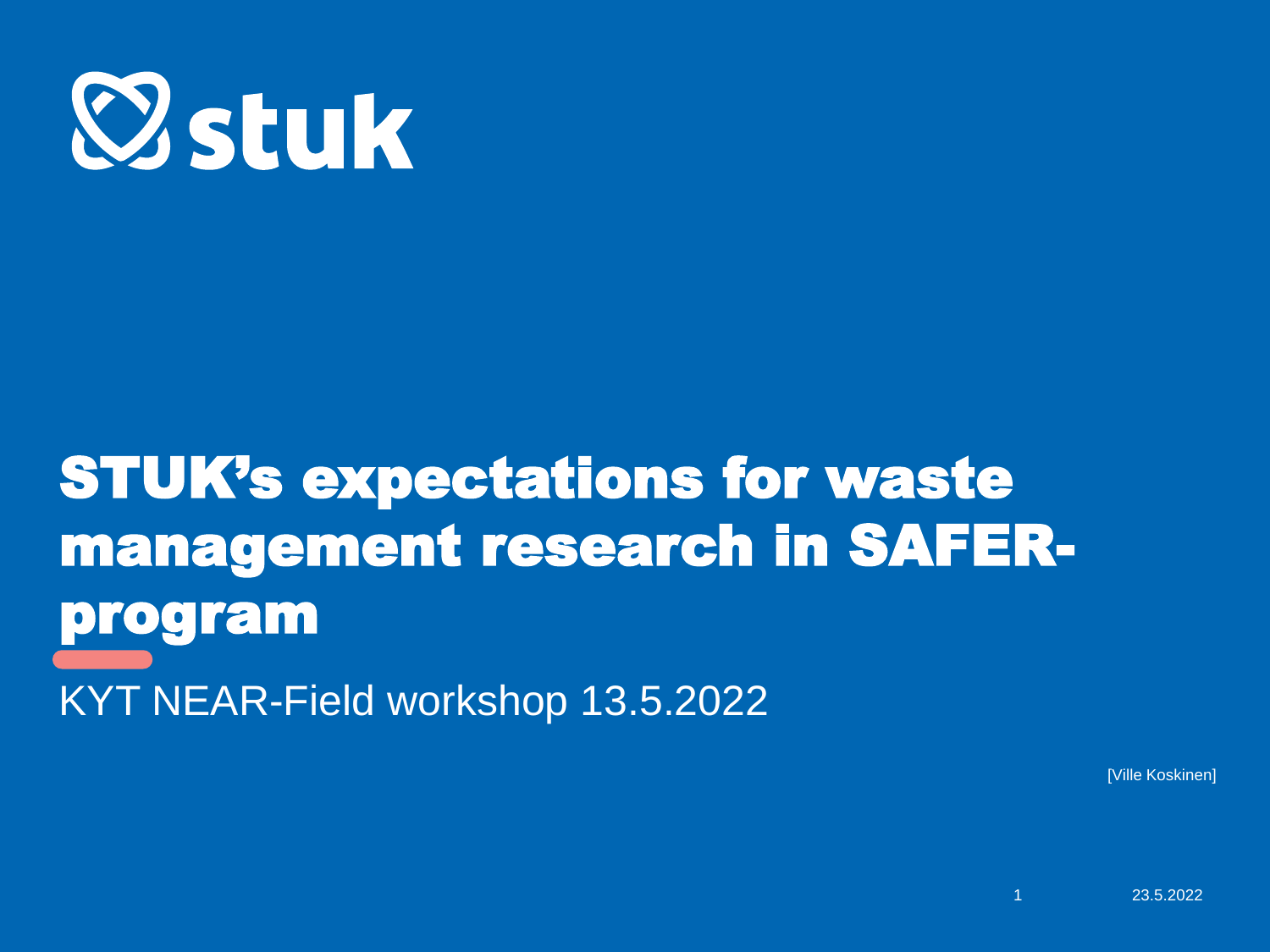stuk

# STUK's expectations for waste management research in SAFER-program

KYT NEAR-Field workshop 13.5.2022

[Ville Koskinen]

23.5.2022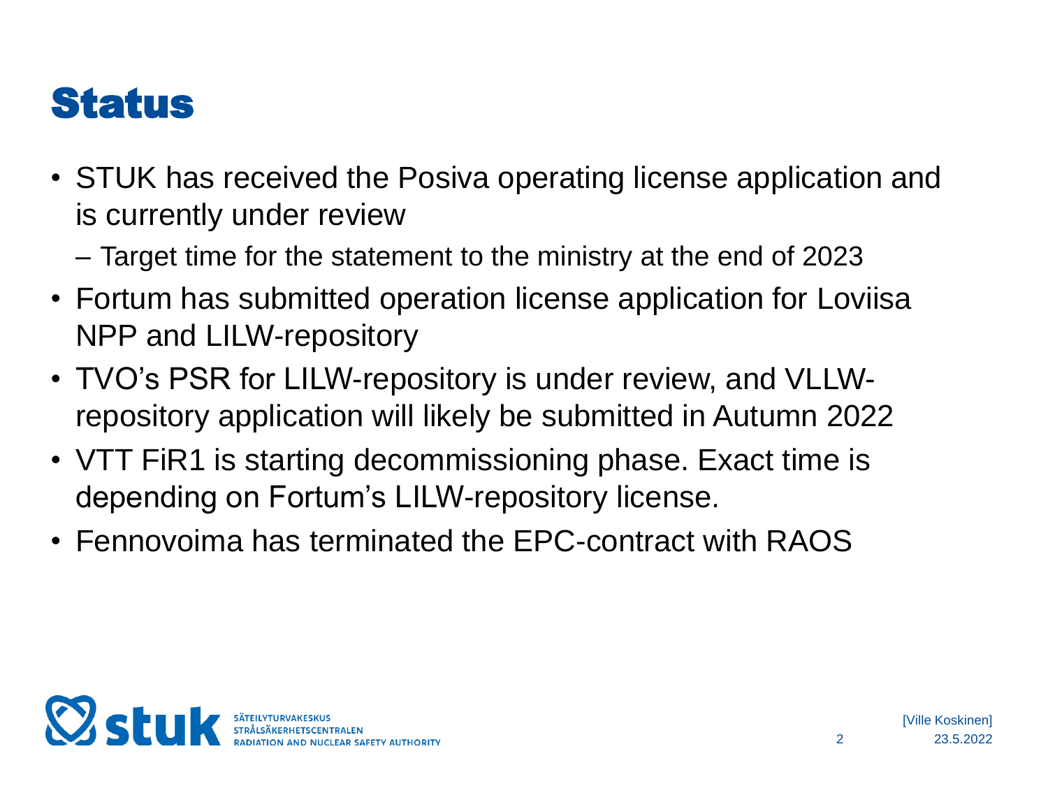# Status

- STUK has received the Posiva operating license application and is currently under review
  - Target time for the statement to the ministry at the end of 2023
- Fortum has submitted operation license application for Loviisa NPP and LILW-repository
- TVO's PSR for LILW-repository is under review, and VLLW-repository application will likely be submitted in Autumn 2022
- VTT FiR1 is starting decommissioning phase. Exact time is depending on Fortum's LILW-repository license.
- Fennovoima has terminated the EPC-contract with RAOS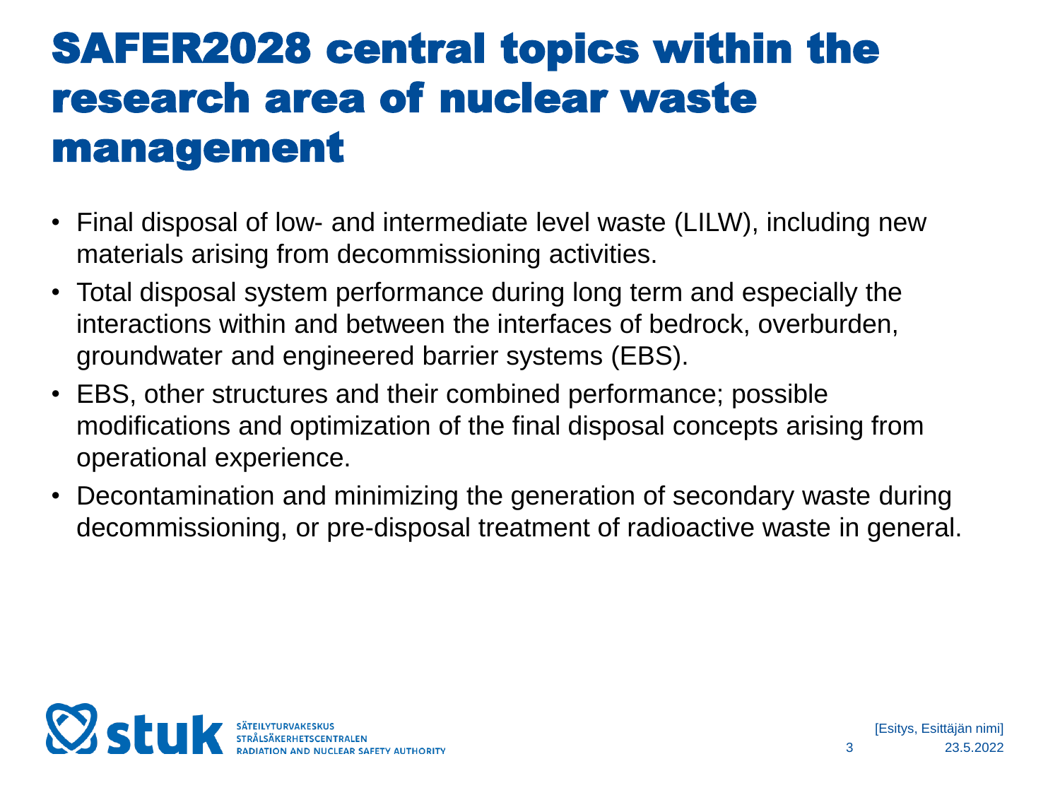# SAFER2028 central topics within the research area of nuclear waste management

- Final disposal of low- and intermediate level waste (LILW), including new materials arising from decommissioning activities.
- Total disposal system performance during long term and especially the interactions within and between the interfaces of bedrock, overburden, groundwater and engineered barrier systems (EBS).
- EBS, other structures and their combined performance; possible modifications and optimization of the final disposal concepts arising from operational experience.
- Decontamination and minimizing the generation of secondary waste during decommissioning, or pre-disposal treatment of radioactive waste in general.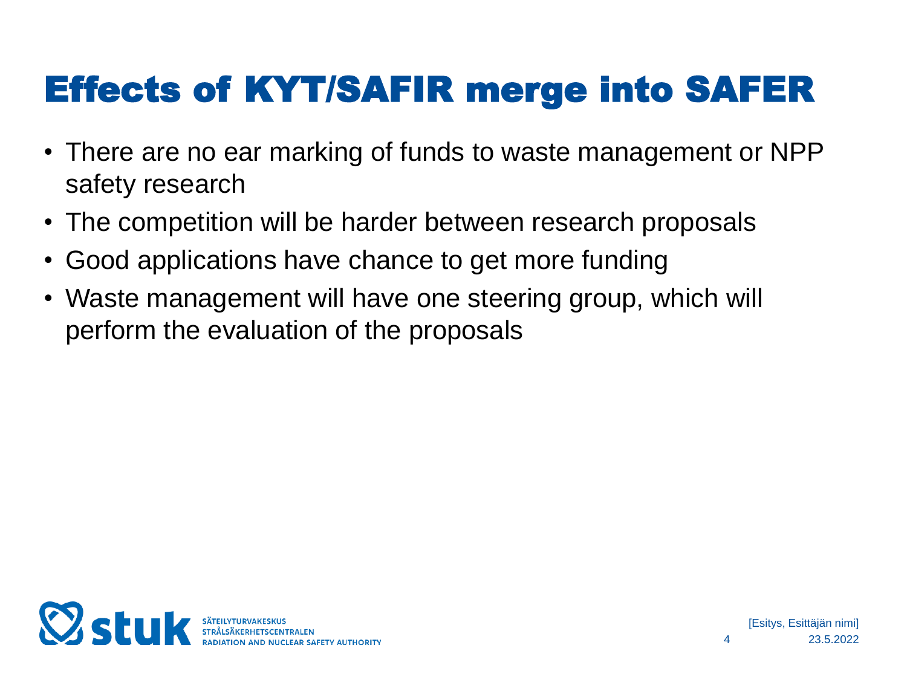# Effects of KYT/SAFIR merge into SAFER

- There are no ear marking of funds to waste management or NPP safety research
- The competition will be harder between research proposals
- Good applications have chance to get more funding
- Waste management will have one steering group, which will perform the evaluation of the proposals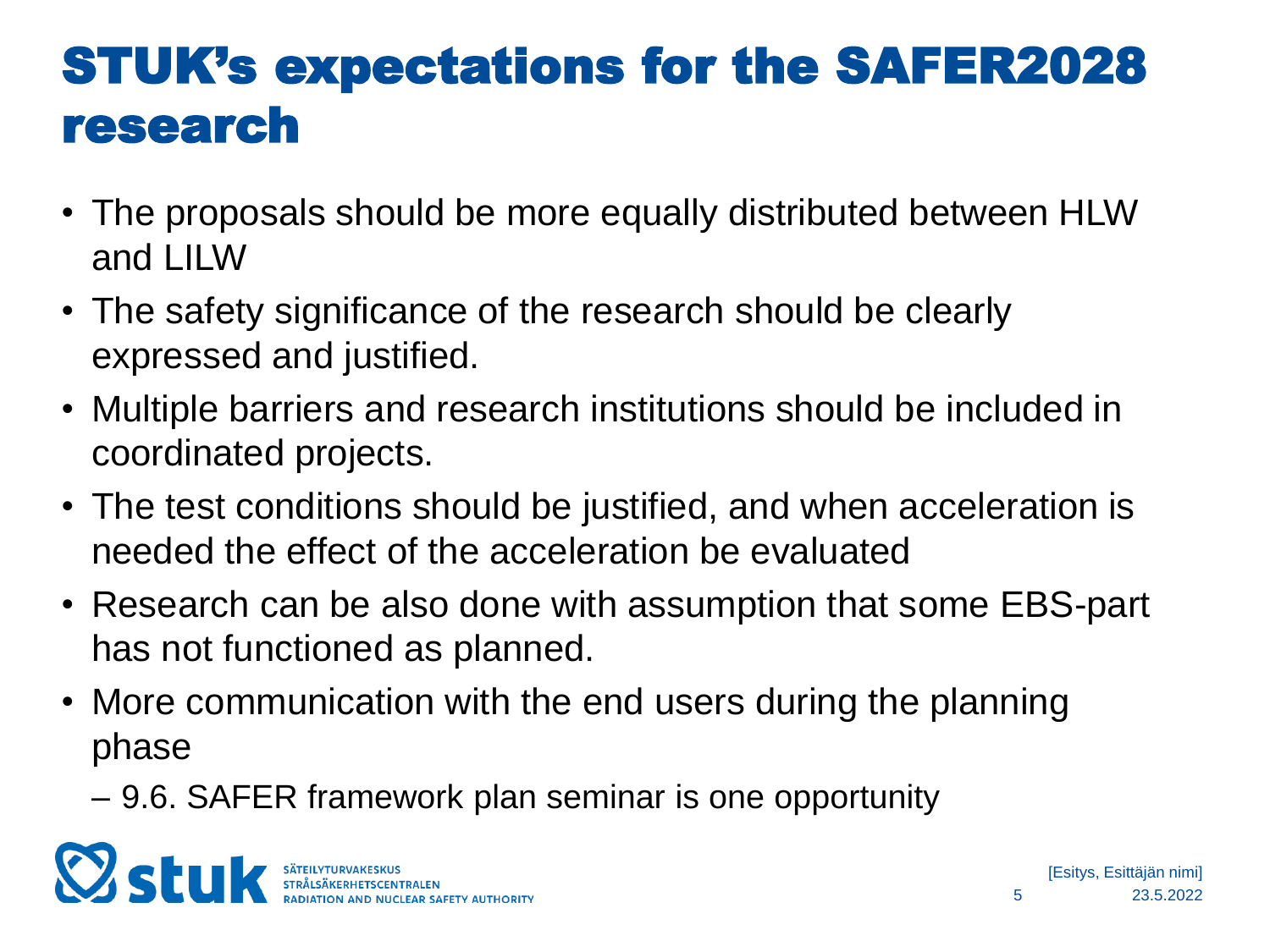# STUK's expectations for the SAFER2028 research

- The proposals should be more equally distributed between HLW and LILW
- The safety significance of the research should be clearly expressed and justified.
- Multiple barriers and research institutions should be included in coordinated projects.
- The test conditions should be justified, and when acceleration is needed the effect of the acceleration be evaluated
- Research can be also done with assumption that some EBS-part has not functioned as planned.
- More communication with the end users during the planning phase
  - 9.6. SAFER framework plan seminar is one opportunity